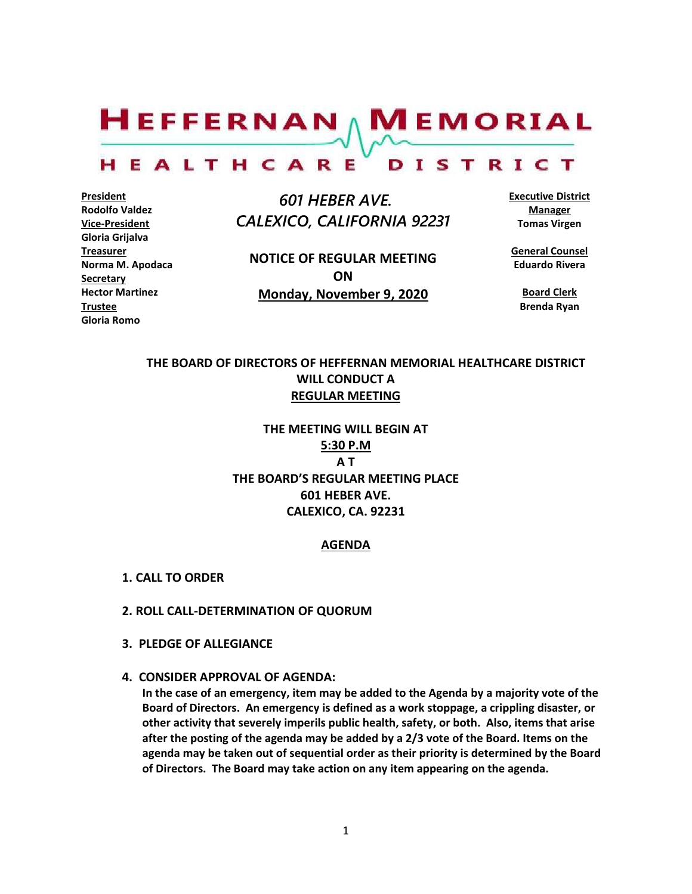# HEFFERNAN MEMORIAL HEALTHCARE DISTRICT

**President**
**Rodolfo Valdez**
**Vice-President**
**Gloria Grijalva**
**Treasurer**
**Norma M. Apodaca**
**Secretary**
**Hector Martinez**
**Trustee**
**Gloria Romo**

*601 HEBER AVE.*
*CALEXICO, CALIFORNIA 92231*

**NOTICE OF REGULAR MEETING**
**ON**
**Monday, November 9, 2020**

**Executive District Manager**
**Tomas Virgen**

**General Counsel**
**Eduardo Rivera**

**Board Clerk**
**Brenda Ryan**

**THE BOARD OF DIRECTORS OF HEFFERNAN MEMORIAL HEALTHCARE DISTRICT WILL CONDUCT A REGULAR MEETING**

**THE MEETING WILL BEGIN AT**
**5:30 P.M**
**A T**
**THE BOARD'S REGULAR MEETING PLACE**
**601 HEBER AVE.**
**CALEXICO, CA. 92231**

## AGENDA

**1. CALL TO ORDER**

**2. ROLL CALL-DETERMINATION OF QUORUM**

**3. PLEDGE OF ALLEGIANCE**

**4. CONSIDER APPROVAL OF AGENDA:**

**In the case of an emergency, item may be added to the Agenda by a majority vote of the Board of Directors. An emergency is defined as a work stoppage, a crippling disaster, or other activity that severely imperils public health, safety, or both. Also, items that arise after the posting of the agenda may be added by a 2/3 vote of the Board. Items on the agenda may be taken out of sequential order as their priority is determined by the Board of Directors. The Board may take action on any item appearing on the agenda.**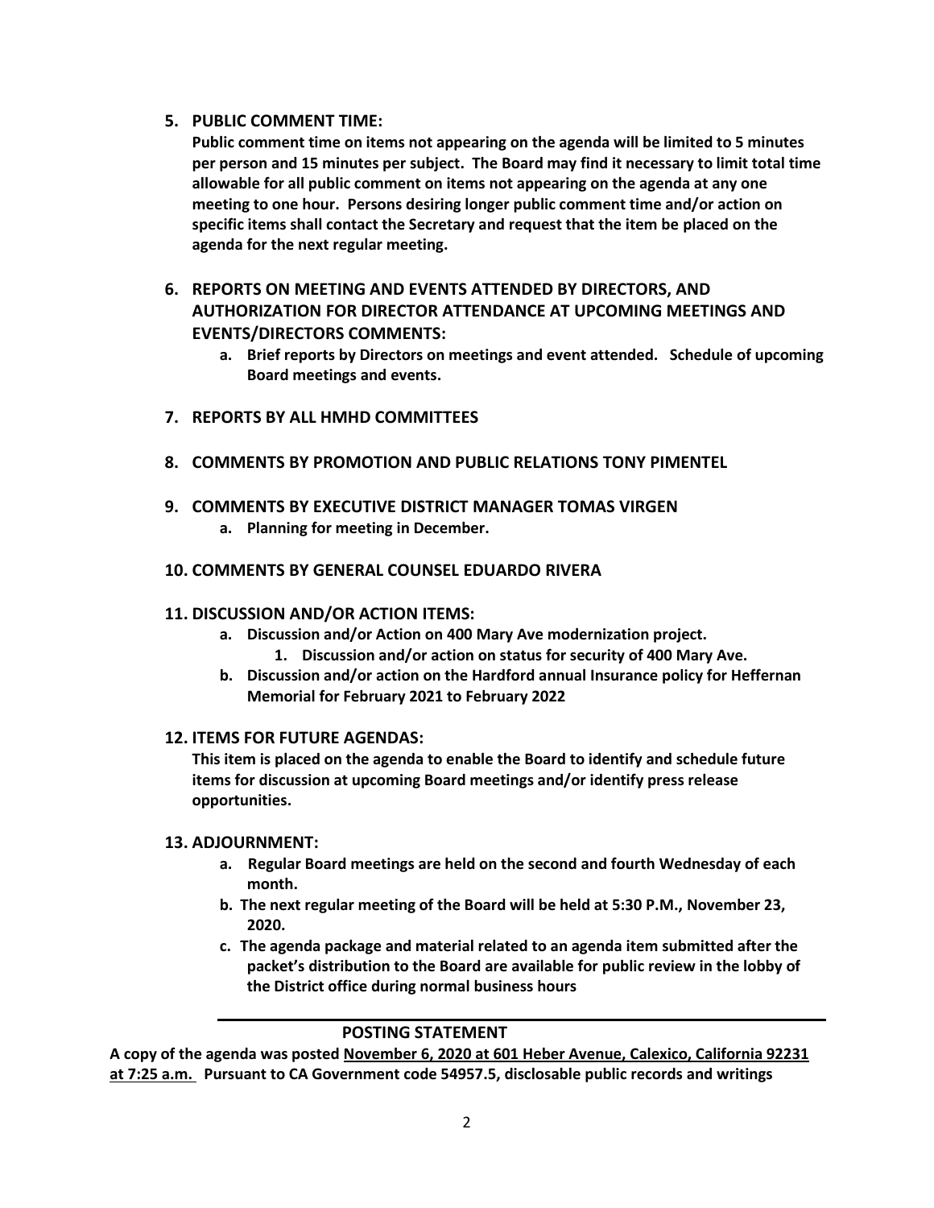5. **PUBLIC COMMENT TIME:**

   **Public comment time on items not appearing on the agenda will be limited to 5 minutes per person and 15 minutes per subject. The Board may find it necessary to limit total time allowable for all public comment on items not appearing on the agenda at any one meeting to one hour. Persons desiring longer public comment time and/or action on specific items shall contact the Secretary and request that the item be placed on the agenda for the next regular meeting.**

6. **REPORTS ON MEETING AND EVENTS ATTENDED BY DIRECTORS, AND AUTHORIZATION FOR DIRECTOR ATTENDANCE AT UPCOMING MEETINGS AND EVENTS/DIRECTORS COMMENTS:**
   a. **Brief reports by Directors on meetings and event attended. Schedule of upcoming Board meetings and events.**

7. **REPORTS BY ALL HMHD COMMITTEES**

8. **COMMENTS BY PROMOTION AND PUBLIC RELATIONS TONY PIMENTEL**

9. **COMMENTS BY EXECUTIVE DISTRICT MANAGER TOMAS VIRGEN**
   a. **Planning for meeting in December.**

10. **COMMENTS BY GENERAL COUNSEL EDUARDO RIVERA**

11. **DISCUSSION AND/OR ACTION ITEMS:**
    a. **Discussion and/or Action on 400 Mary Ave modernization project.**
       1. **Discussion and/or action on status for security of 400 Mary Ave.**
    b. **Discussion and/or action on the Hardford annual Insurance policy for Heffernan Memorial for February 2021 to February 2022**

12. **ITEMS FOR FUTURE AGENDAS:**

    **This item is placed on the agenda to enable the Board to identify and schedule future items for discussion at upcoming Board meetings and/or identify press release opportunities.**

13. **ADJOURNMENT:**
    a. **Regular Board meetings are held on the second and fourth Wednesday of each month.**
    b. **The next regular meeting of the Board will be held at 5:30 P.M., November 23, 2020.**
    c. **The agenda package and material related to an agenda item submitted after the packet's distribution to the Board are available for public review in the lobby of the District office during normal business hours**

---

**POSTING STATEMENT**

**A copy of the agenda was posted November 6, 2020 at 601 Heber Avenue, Calexico, California 92231 at 7:25 a.m. Pursuant to CA Government code 54957.5, disclosable public records and writings**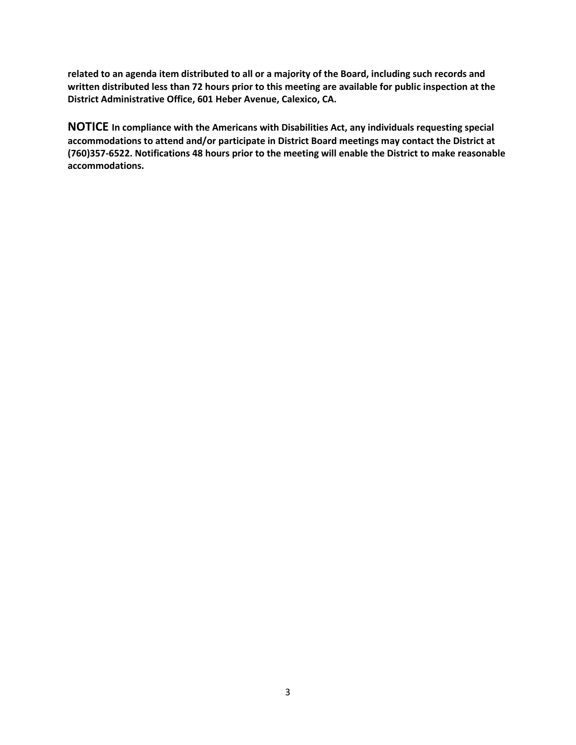**related to an agenda item distributed to all or a majority of the Board, including such records and written distributed less than 72 hours prior to this meeting are available for public inspection at the District Administrative Office, 601 Heber Avenue, Calexico, CA.**

**NOTICE In compliance with the Americans with Disabilities Act, any individuals requesting special accommodations to attend and/or participate in District Board meetings may contact the District at (760)357-6522. Notifications 48 hours prior to the meeting will enable the District to make reasonable accommodations.**